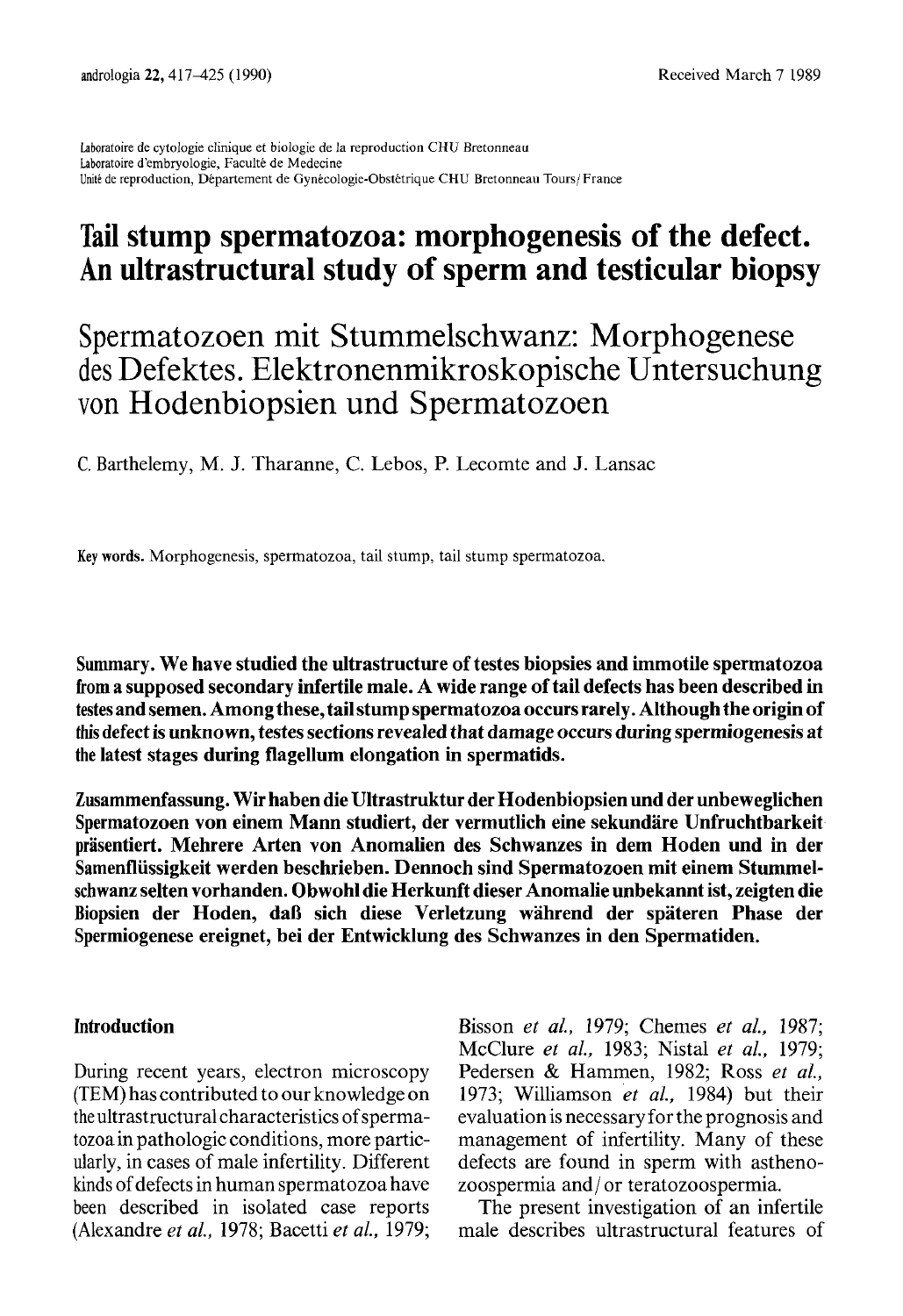Received March 7 1989

Laboratoire de cytologie clinique et biologie de la reproduction CHU Bretonneau
Laboratoire d'embryologie, Faculté de Medecine
Unité de reproduction, Département de Gynécologie-Obstétrique CHU Bretonneau Tours/France

# Tail stump spermatozoa: morphogenesis of the defect. An ultrastructural study of sperm and testicular biopsy

# Spermatozoen mit Stummelschwanz: Morphogenese des Defektes. Elektronenmikroskopische Untersuchung von Hodenbiopsien und Spermatozoen

C. Barthelemy, M. J. Tharanne, C. Lebos, P. Lecomte and J. Lansac

**Key words.** Morphogenesis, spermatozoa, tail stump, tail stump spermatozoa.

**Summary. We have studied the ultrastructure of testes biopsies and immotile spermatozoa from a supposed secondary infertile male. A wide range of tail defects has been described in testes and semen. Among these, tail stump spermatozoa occurs rarely. Although the origin of this defect is unknown, testes sections revealed that damage occurs during spermiogenesis at the latest stages during flagellum elongation in spermatids.**

**Zusammenfassung. Wir haben die Ultrastruktur der Hodenbiopsien und der unbeweglichen Spermatozoen von einem Mann studiert, der vermutlich eine sekundäre Unfruchtbarkeit präsentiert. Mehrere Arten von Anomalien des Schwanzes in dem Hoden und in der Samenflüssigkeit werden beschrieben. Dennoch sind Spermatozoen mit einem Stummelschwanz selten vorhanden. Obwohl die Herkunft dieser Anomalie unbekannt ist, zeigten die Biopsien der Hoden, daß sich diese Verletzung während der späteren Phase der Spermiogenese ereignet, bei der Entwicklung des Schwanzes in den Spermatiden.**

## Introduction

During recent years, electron microscopy (TEM) has contributed to our knowledge on the ultrastructural characteristics of spermatozoa in pathologic conditions, more particularly, in cases of male infertility. Different kinds of defects in human spermatozoa have been described in isolated case reports (Alexandre *et al.*, 1978; Bacetti *et al.*, 1979; Bisson *et al.*, 1979; Chemes *et al.*, 1987; McClure *et al.*, 1983; Nistal *et al.*, 1979; Pedersen & Hammen, 1982; Ross *et al.*, 1973; Williamson *et al.*, 1984) but their evaluation is necessary for the prognosis and management of infertility. Many of these defects are found in sperm with asthenozoospermia and/or teratozoospermia.

The present investigation of an infertile male describes ultrastructural features of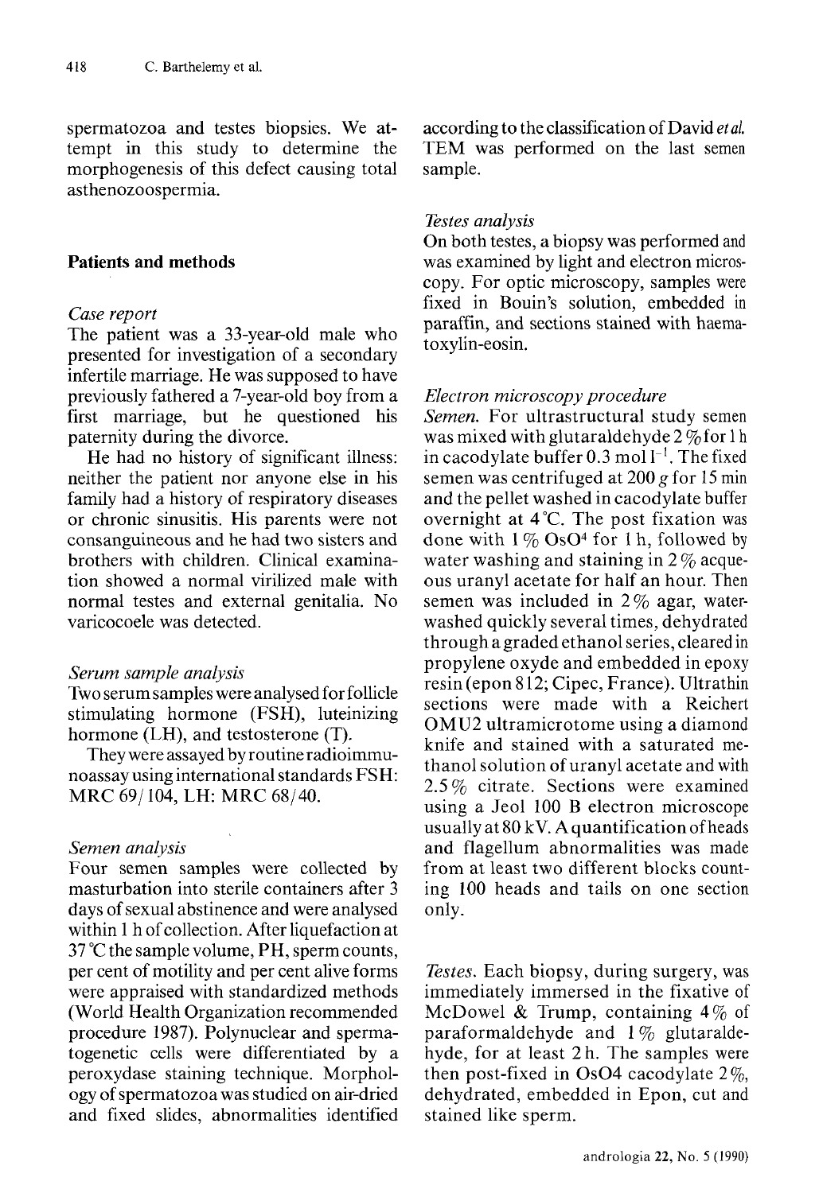spermatozoa and testes biopsies. We attempt in this study to determine the morphogenesis of this defect causing total asthenozoospermia.

## Patients and methods

### *Case report*

The patient was a 33-year-old male who presented for investigation of a secondary infertile marriage. He was supposed to have previously fathered a 7-year-old boy from a first marriage, but he questioned his paternity during the divorce.

He had no history of significant illness: neither the patient nor anyone else in his family had a history of respiratory diseases or chronic sinusitis. His parents were not consanguineous and he had two sisters and brothers with children. Clinical examination showed a normal virilized male with normal testes and external genitalia. No varicocoele was detected.

### *Serum sample analysis*

Two serum samples were analysed for follicle stimulating hormone (FSH), luteinizing hormone (LH), and testosterone (T).

They were assayed by routine radioimmunoassay using international standards FSH: MRC 69/104, LH: MRC 68/40.

### *Semen analysis*

Four semen samples were collected by masturbation into sterile containers after 3 days of sexual abstinence and were analysed within 1 h of collection. After liquefaction at 37 °C the sample volume, PH, sperm counts, per cent of motility and per cent alive forms were appraised with standardized methods (World Health Organization recommended procedure 1987). Polynuclear and spermatogenetic cells were differentiated by a peroxydase staining technique. Morphology of spermatozoa was studied on air-dried and fixed slides, abnormalities identified according to the classification of David *et al.* TEM was performed on the last semen sample.

### *Testes analysis*

On both testes, a biopsy was performed and was examined by light and electron microscopy. For optic microscopy, samples were fixed in Bouin's solution, embedded in paraffin, and sections stained with haematoxylin-eosin.

### *Electron microscopy procedure*

*Semen.* For ultrastructural study semen was mixed with glutaraldehyde 2 % for 1 h in cacodylate buffer 0.3 mol $l^{-1}$. The fixed semen was centrifuged at 200 *g* for 15 min and the pellet washed in cacodylate buffer overnight at 4 °C. The post fixation was done with 1 % $OsO^4$ for 1 h, followed by water washing and staining in 2 % acqueous uranyl acetate for half an hour. Then semen was included in 2 % agar, water-washed quickly several times, dehydrated through a graded ethanol series, cleared in propylene oxyde and embedded in epoxy resin (epon 812; Cipec, France). Ultrathin sections were made with a Reichert OMU2 ultramicrotome using a diamond knife and stained with a saturated methanol solution of uranyl acetate and with 2.5 % citrate. Sections were examined using a Jeol 100 B electron microscope usually at 80 kV. A quantification of heads and flagellum abnormalities was made from at least two different blocks counting 100 heads and tails on one section only.

*Testes.* Each biopsy, during surgery, was immediately immersed in the fixative of McDowel & Trump, containing 4 % of paraformaldehyde and 1 % glutaraldehyde, for at least 2 h. The samples were then post-fixed in $OsO4$ cacodylate 2 %, dehydrated, embedded in Epon, cut and stained like sperm.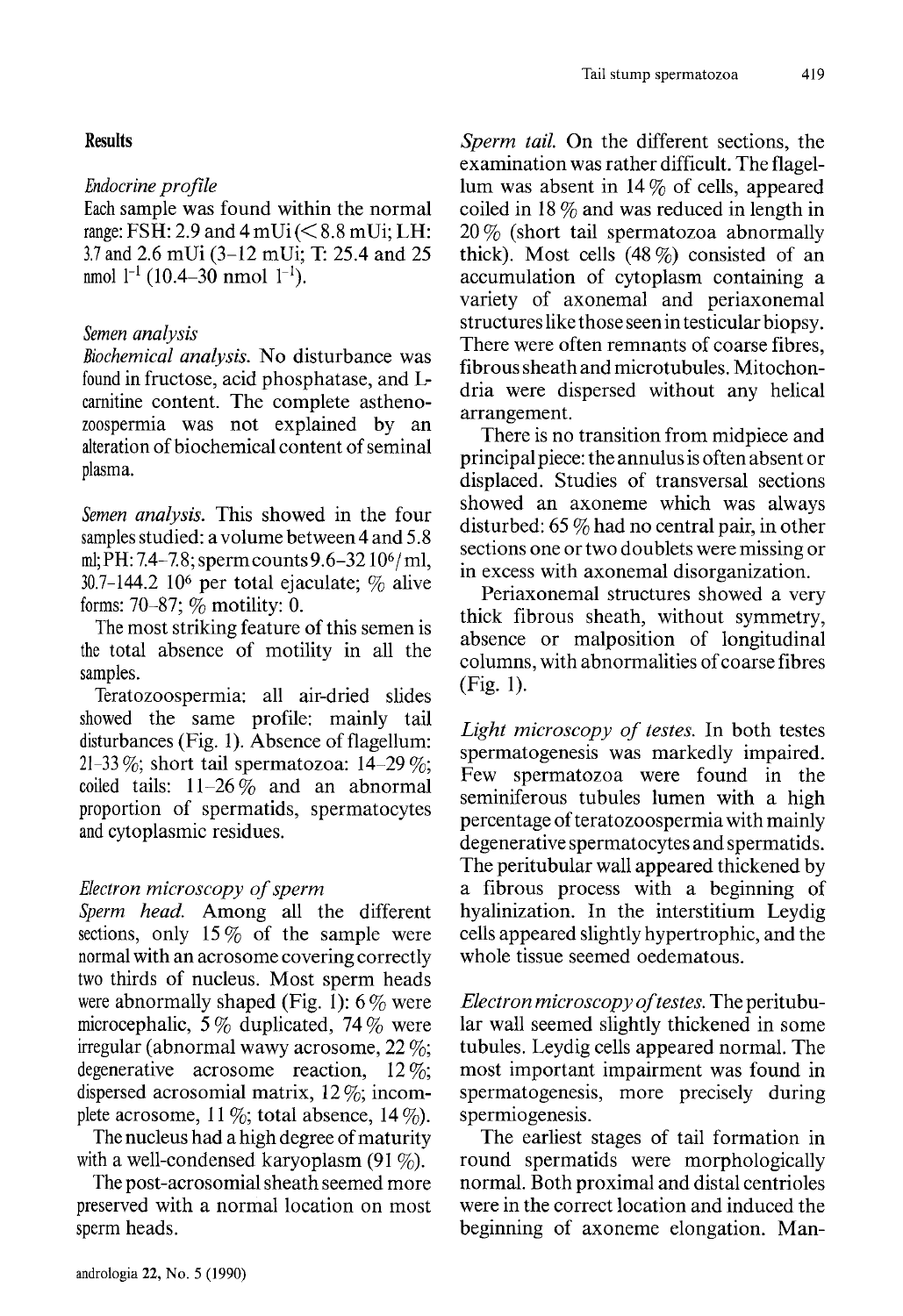## Results

### *Endocrine profile*

Each sample was found within the normal range: FSH: 2.9 and 4 mUi (< 8.8 mUi; LH: 3.7 and 2.6 mUi (3–12 mUi; T: 25.4 and 25 nmol $l^{-1}$ (10.4–30 nmol $l^{-1}$).

### *Semen analysis*

*Biochemical analysis.* No disturbance was found in fructose, acid phosphatase, and L-carnitine content. The complete asthenozoospermia was not explained by an alteration of biochemical content of seminal plasma.

*Semen analysis.* This showed in the four samples studied: a volume between 4 and 5.8 ml; PH: 7.4–7.8; sperm counts 9.6–32 $10^6$/ml, 30.7–144.2 $10^6$ per total ejaculate; % alive forms: 70–87; % motility: 0.

The most striking feature of this semen is the total absence of motility in all the samples.

Teratozoospermia: all air-dried slides showed the same profile: mainly tail disturbances (Fig. 1). Absence of flagellum: 21–33 %; short tail spermatozoa: 14–29 %; coiled tails: 11–26 % and an abnormal proportion of spermatids, spermatocytes and cytoplasmic residues.

### *Electron microscopy of sperm*

*Sperm head.* Among all the different sections, only 15 % of the sample were normal with an acrosome covering correctly two thirds of nucleus. Most sperm heads were abnormally shaped (Fig. 1): 6 % were microcephalic, 5 % duplicated, 74 % were irregular (abnormal wawy acrosome, 22 %; degenerative acrosome reaction, 12 %; dispersed acrosomial matrix, 12 %; incomplete acrosome, 11 %; total absence, 14 %).

The nucleus had a high degree of maturity with a well-condensed karyoplasm (91 %).

The post-acrosomial sheath seemed more preserved with a normal location on most sperm heads.

*Sperm tail.* On the different sections, the examination was rather difficult. The flagellum was absent in 14 % of cells, appeared coiled in 18 % and was reduced in length in 20 % (short tail spermatozoa abnormally thick). Most cells (48 %) consisted of an accumulation of cytoplasm containing a variety of axonemal and periaxonemal structures like those seen in testicular biopsy. There were often remnants of coarse fibres, fibrous sheath and microtubules. Mitochondria were dispersed without any helical arrangement.

There is no transition from midpiece and principal piece: the annulus is often absent or displaced. Studies of transversal sections showed an axoneme which was always disturbed: 65 % had no central pair, in other sections one or two doublets were missing or in excess with axonemal disorganization.

Periaxonemal structures showed a very thick fibrous sheath, without symmetry, absence or malposition of longitudinal columns, with abnormalities of coarse fibres (Fig. 1).

*Light microscopy of testes.* In both testes spermatogenesis was markedly impaired. Few spermatozoa were found in the seminiferous tubules lumen with a high percentage of teratozoospermia with mainly degenerative spermatocytes and spermatids. The peritubular wall appeared thickened by a fibrous process with a beginning of hyalinization. In the interstitium Leydig cells appeared slightly hypertrophic, and the whole tissue seemed oedematous.

*Electron microscopy of testes.* The peritubular wall seemed slightly thickened in some tubules. Leydig cells appeared normal. The most important impairment was found in spermatogenesis, more precisely during spermiogenesis.

The earliest stages of tail formation in round spermatids were morphologically normal. Both proximal and distal centrioles were in the correct location and induced the beginning of axoneme elongation. Man-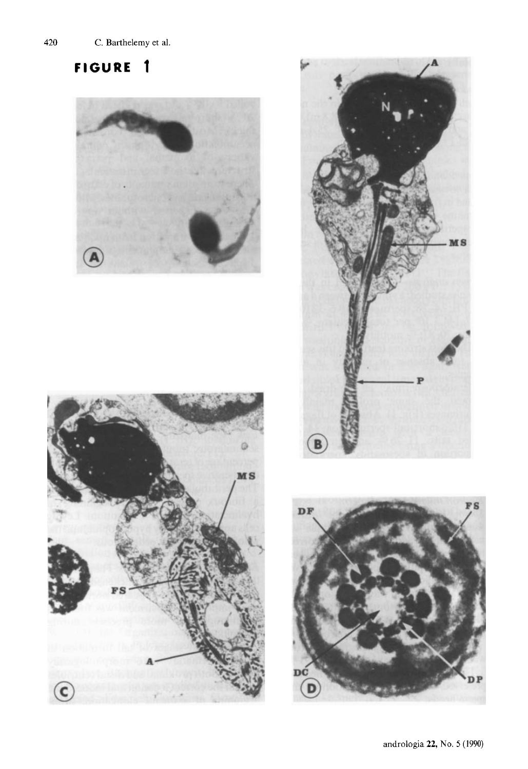# FIGURE 1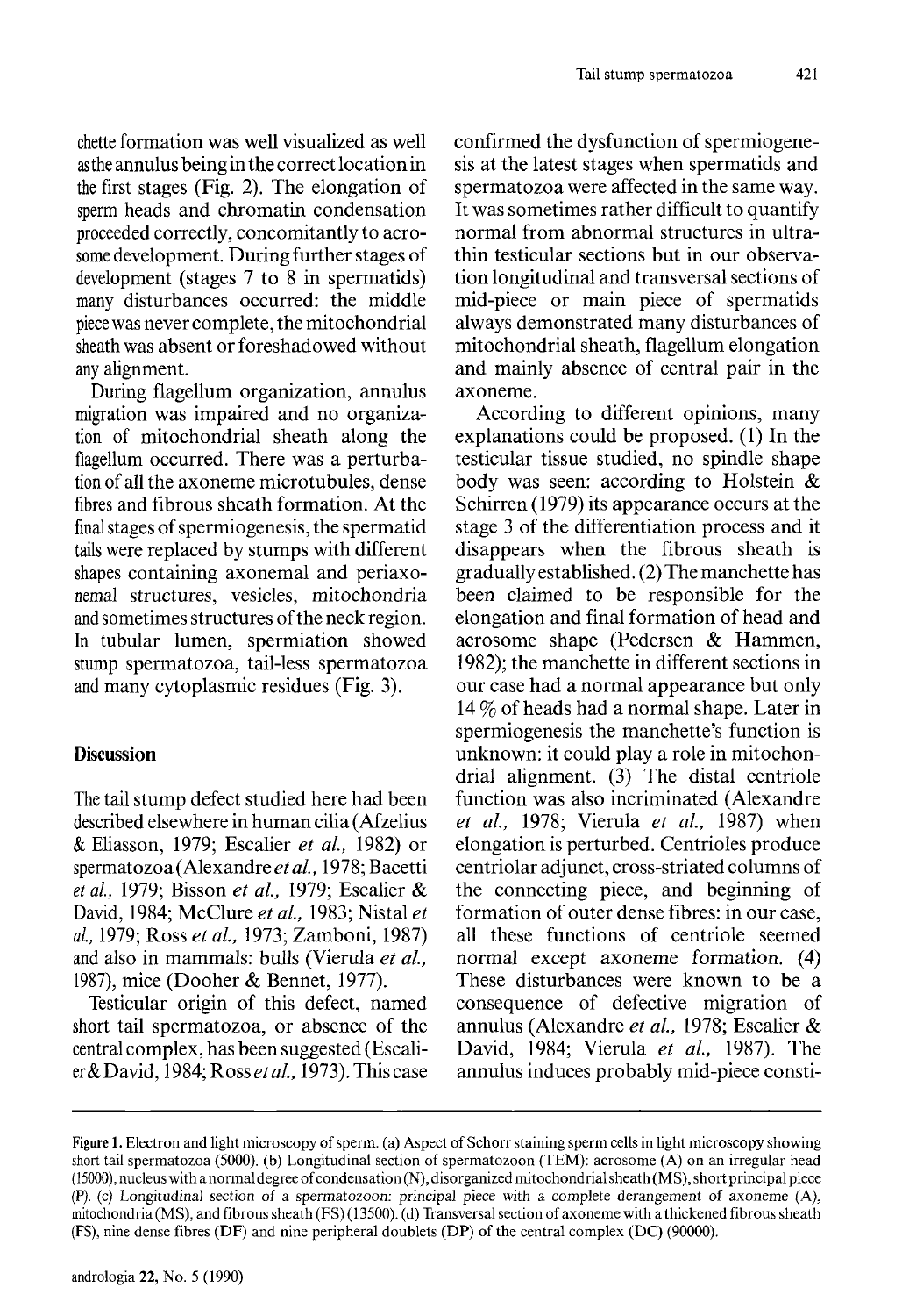chette formation was well visualized as well as the annulus being in the correct location in the first stages (Fig. 2). The elongation of sperm heads and chromatin condensation proceeded correctly, concomitantly to acrosome development. During further stages of development (stages 7 to 8 in spermatids) many disturbances occurred: the middle piece was never complete, the mitochondrial sheath was absent or foreshadowed without any alignment.

During flagellum organization, annulus migration was impaired and no organization of mitochondrial sheath along the flagellum occurred. There was a perturbation of all the axoneme microtubules, dense fibres and fibrous sheath formation. At the final stages of spermiogenesis, the spermatid tails were replaced by stumps with different shapes containing axonemal and periaxonemal structures, vesicles, mitochondria and sometimes structures of the neck region. In tubular lumen, spermiation showed stump spermatozoa, tail-less spermatozoa and many cytoplasmic residues (Fig. 3).

## Discussion

The tail stump defect studied here had been described elsewhere in human cilia (Afzelius & Eliasson, 1979; Escalier *et al.*, 1982) or spermatozoa (Alexandre *et al.*, 1978; Bacetti *et al.*, 1979; Bisson *et al.*, 1979; Escalier & David, 1984; McClure *et al.*, 1983; Nistal *et al.*, 1979; Ross *et al.*, 1973; Zamboni, 1987) and also in mammals: bulls (Vierula *et al.*, 1987), mice (Dooher & Bennet, 1977).

Testicular origin of this defect, named short tail spermatozoa, or absence of the central complex, has been suggested (Escalier & David, 1984; Ross *et al.*, 1973). This case confirmed the dysfunction of spermiogenesis at the latest stages when spermatids and spermatozoa were affected in the same way. It was sometimes rather difficult to quantify normal from abnormal structures in ultrathin testicular sections but in our observation longitudinal and transversal sections of mid-piece or main piece of spermatids always demonstrated many disturbances of mitochondrial sheath, flagellum elongation and mainly absence of central pair in the axoneme.

According to different opinions, many explanations could be proposed. (1) In the testicular tissue studied, no spindle shape body was seen: according to Holstein & Schirren (1979) its appearance occurs at the stage 3 of the differentiation process and it disappears when the fibrous sheath is gradually established. (2) The manchette has been claimed to be responsible for the elongation and final formation of head and acrosome shape (Pedersen & Hammen, 1982); the manchette in different sections in our case had a normal appearance but only 14 % of heads had a normal shape. Later in spermiogenesis the manchette's function is unknown: it could play a role in mitochondrial alignment. (3) The distal centriole function was also incriminated (Alexandre *et al.*, 1978; Vierula *et al.*, 1987) when elongation is perturbed. Centrioles produce centriolar adjunct, cross-striated columns of the connecting piece, and beginning of formation of outer dense fibres: in our case, all these functions of centriole seemed normal except axoneme formation. (4) These disturbances were known to be a consequence of defective migration of annulus (Alexandre *et al.*, 1978; Escalier & David, 1984; Vierula *et al.*, 1987). The annulus induces probably mid-piece consti-

**Figure 1.** Electron and light microscopy of sperm. (a) Aspect of Schorr staining sperm cells in light microscopy showing short tail spermatozoa (5000). (b) Longitudinal section of spermatozoon (TEM): acrosome (A) on an irregular head (15000), nucleus with a normal degree of condensation (N), disorganized mitochondrial sheath (MS), short principal piece (P). (c) Longitudinal section of a spermatozoon: principal piece with a complete derangement of axoneme (A), mitochondria (MS), and fibrous sheath (FS) (13500). (d) Transversal section of axoneme with a thickened fibrous sheath (FS), nine dense fibres (DF) and nine peripheral doublets (DP) of the central complex (DC) (90000).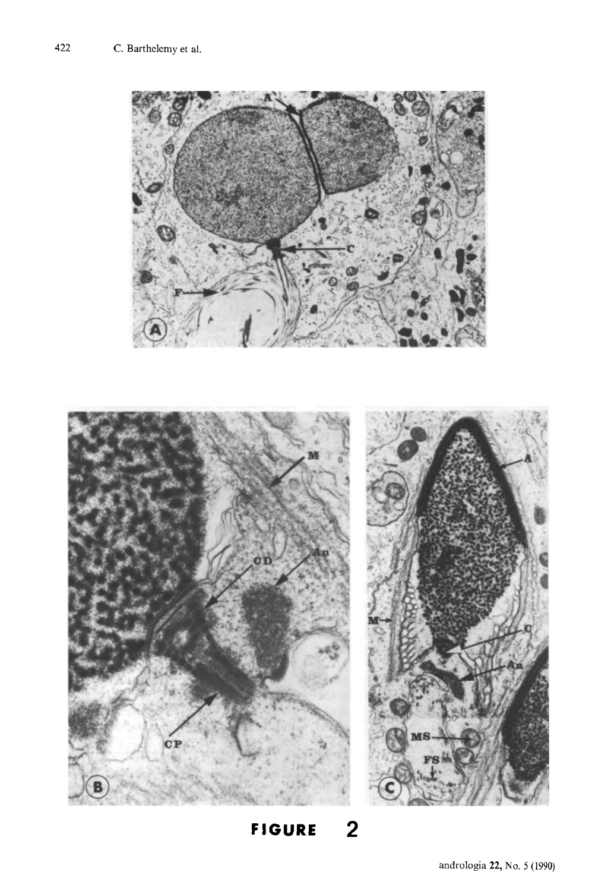**FIGURE 2**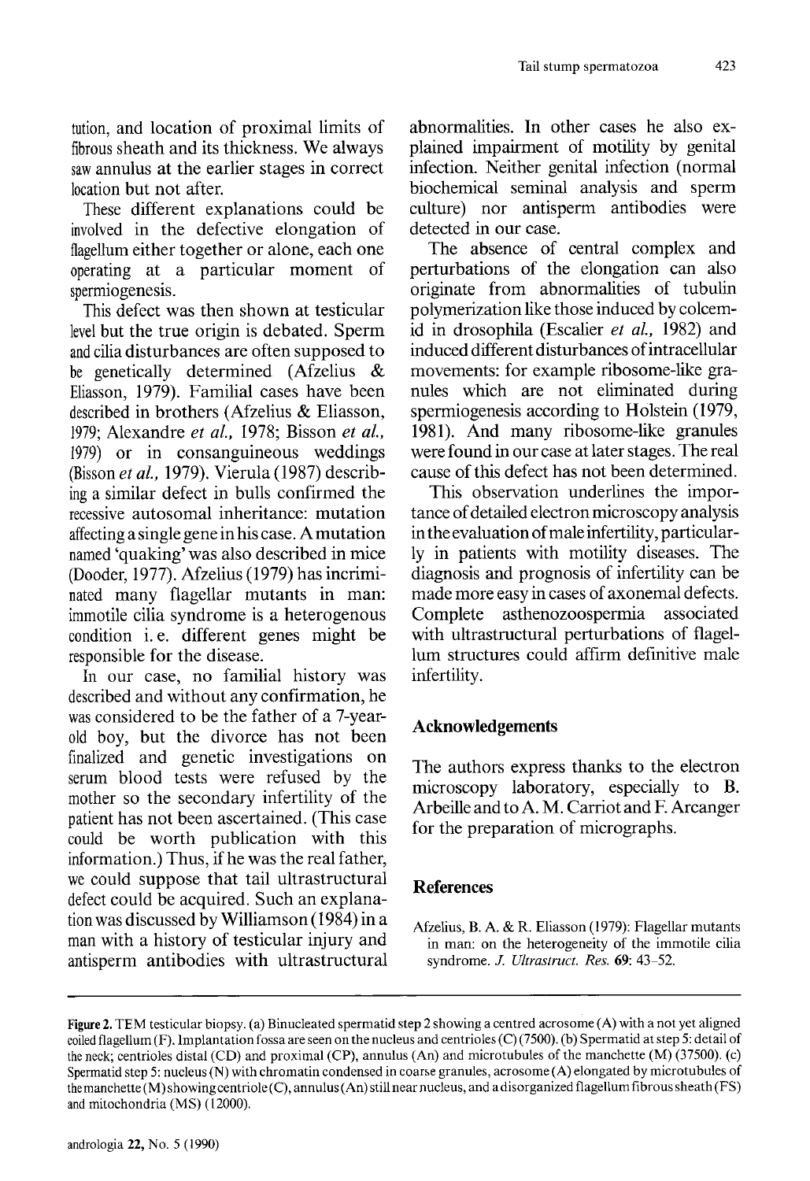tution, and location of proximal limits of fibrous sheath and its thickness. We always saw annulus at the earlier stages in correct location but not after.

These different explanations could be involved in the defective elongation of flagellum either together or alone, each one operating at a particular moment of spermiogenesis.

This defect was then shown at testicular level but the true origin is debated. Sperm and cilia disturbances are often supposed to be genetically determined (Afzelius & Eliasson, 1979). Familial cases have been described in brothers (Afzelius & Eliasson, 1979; Alexandre *et al.*, 1978; Bisson *et al.*, 1979) or in consanguineous weddings (Bisson *et al.*, 1979). Vierula (1987) describing a similar defect in bulls confirmed the recessive autosomal inheritance: mutation affecting a single gene in his case. A mutation named 'quaking' was also described in mice (Dooder, 1977). Afzelius (1979) has incriminated many flagellar mutants in man: immotile cilia syndrome is a heterogenous condition i. e. different genes might be responsible for the disease.

In our case, no familial history was described and without any confirmation, he was considered to be the father of a 7-year-old boy, but the divorce has not been finalized and genetic investigations on serum blood tests were refused by the mother so the secondary infertility of the patient has not been ascertained. (This case could be worth publication with this information.) Thus, if he was the real father, we could suppose that tail ultrastructural defect could be acquired. Such an explanation was discussed by Williamson (1984) in a man with a history of testicular injury and antisperm antibodies with ultrastructural abnormalities. In other cases he also explained impairment of motility by genital infection. Neither genital infection (normal biochemical seminal analysis and sperm culture) nor antisperm antibodies were detected in our case.

The absence of central complex and perturbations of the elongation can also originate from abnormalities of tubulin polymerization like those induced by colcemid in drosophila (Escalier *et al.*, 1982) and induced different disturbances of intracellular movements: for example ribosome-like granules which are not eliminated during spermiogenesis according to Holstein (1979, 1981). And many ribosome-like granules were found in our case at later stages. The real cause of this defect has not been determined.

This observation underlines the importance of detailed electron microscopy analysis in the evaluation of male infertility, particularly in patients with motility diseases. The diagnosis and prognosis of infertility can be made more easy in cases of axonemal defects. Complete asthenozoospermia associated with ultrastructural perturbations of flagellum structures could affirm definitive male infertility.

## Acknowledgements

The authors express thanks to the electron microscopy laboratory, especially to B. Arbeille and to A. M. Carriot and F. Arcanger for the preparation of micrographs.

## References

Afzelius, B. A. & R. Eliasson (1979): Flagellar mutants in man: on the heterogeneity of the immotile cilia syndrome. *J. Ultrastruct. Res.* **69**: 43–52.

**Figure 2.** TEM testicular biopsy. (a) Binucleated spermatid step 2 showing a centred acrosome (A) with a not yet aligned coiled flagellum (F). Implantation fossa are seen on the nucleus and centrioles (C) (7500). (b) Spermatid at step 5: detail of the neck; centrioles distal (CD) and proximal (CP), annulus (An) and microtubules of the manchette (M) (37500). (c) Spermatid step 5: nucleus (N) with chromatin condensed in coarse granules, acrosome (A) elongated by microtubules of the manchette (M) showing centriole (C), annulus (An) still near nucleus, and a disorganized flagellum fibrous sheath (FS) and mitochondria (MS) (12000).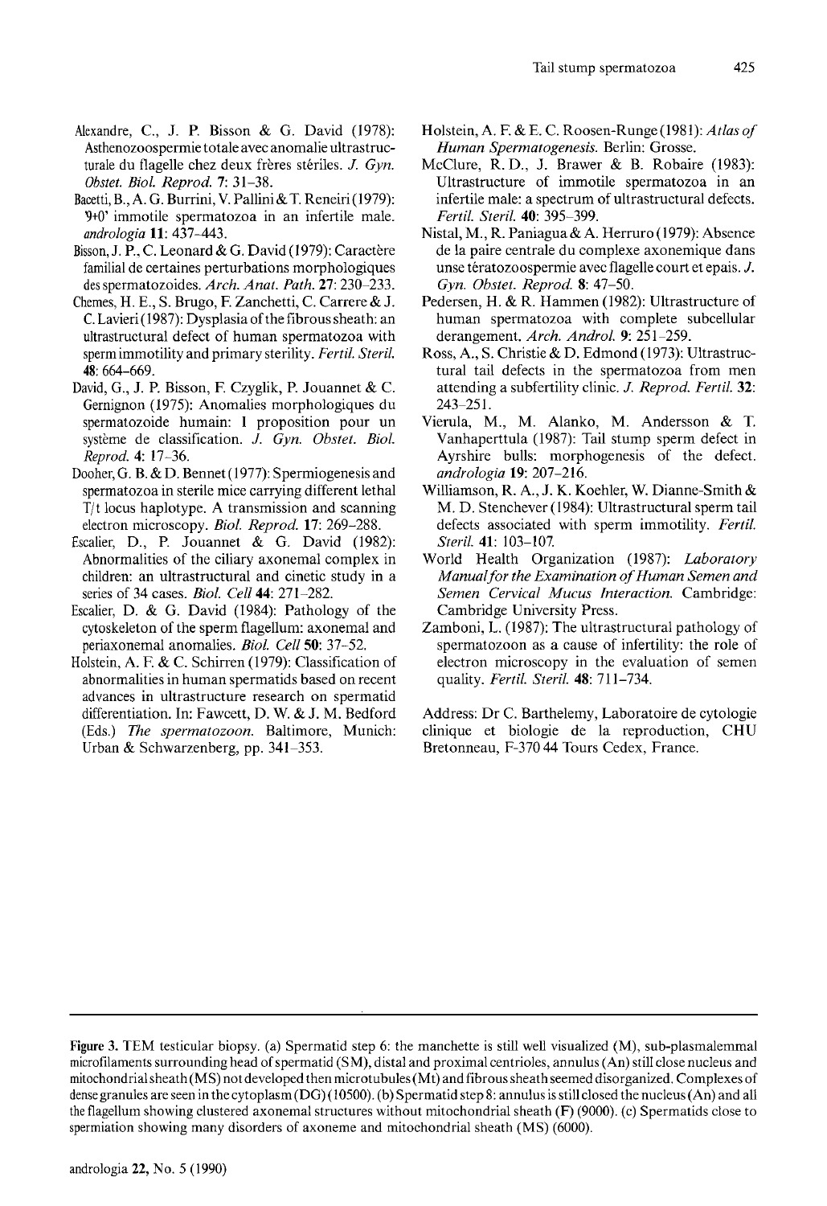Alexandre, C., J. P. Bisson & G. David (1978): Asthenozoospermie totale avec anomalie ultrastructurale du flagelle chez deux frères stériles. *J. Gyn. Obstet. Biol. Reprod.* **7**: 31–38.

Bacetti, B., A. G. Burrini, V. Pallini & T. Reneiri (1979): '9+0' immotile spermatozoa in an infertile male. *andrologia* **11**: 437–443.

Bisson, J. P., C. Leonard & G. David (1979): Caractère familial de certaines perturbations morphologiques des spermatozoides. *Arch. Anat. Path.* **27**: 230–233.

Chemes, H. E., S. Brugo, F. Zanchetti, C. Carrere & J. C. Lavieri (1987): Dysplasia of the fibrous sheath: an ultrastructural defect of human spermatozoa with sperm immotility and primary sterility. *Fertil. Steril.* **48**: 664–669.

David, G., J. P. Bisson, F. Czyglik, P. Jouannet & C. Gernignon (1975): Anomalies morphologiques du spermatozoide humain: 1 proposition pour un système de classification. *J. Gyn. Obstet. Biol. Reprod.* **4**: 17–36.

Dooher, G. B. & D. Bennet (1977): Spermiogenesis and spermatozoa in sterile mice carrying different lethal T/t locus haplotype. A transmission and scanning electron microscopy. *Biol. Reprod.* **17**: 269–288.

Escalier, D., P. Jouannet & G. David (1982): Abnormalities of the ciliary axonemal complex in children: an ultrastructural and cinetic study in a series of 34 cases. *Biol. Cell* **44**: 271–282.

Escalier, D. & G. David (1984): Pathology of the cytoskeleton of the sperm flagellum: axonemal and periaxonemal anomalies. *Biol. Cell* **50**: 37–52.

Holstein, A. F. & C. Schirren (1979): Classification of abnormalities in human spermatids based on recent advances in ultrastructure research on spermatid differentiation. In: Fawcett, D. W. & J. M. Bedford (Eds.) *The spermatozoon.* Baltimore, Munich: Urban & Schwarzenberg, pp. 341–353.

Holstein, A. F. & E. C. Roosen-Runge (1981): *Atlas of Human Spermatogenesis.* Berlin: Grosse.

McClure, R. D., J. Brawer & B. Robaire (1983): Ultrastructure of immotile spermatozoa in an infertile male: a spectrum of ultrastructural defects. *Fertil. Steril.* **40**: 395–399.

Nistal, M., R. Paniagua & A. Herruro (1979): Absence de la paire centrale du complexe axonemique dans unse tératozoospermie avec flagelle court et epais. *J. Gyn. Obstet. Reprod.* **8**: 47–50.

Pedersen, H. & R. Hammen (1982): Ultrastructure of human spermatozoa with complete subcellular derangement. *Arch. Androl.* **9**: 251–259.

Ross, A., S. Christie & D. Edmond (1973): Ultrastructural tail defects in the spermatozoa from men attending a subfertility clinic. *J. Reprod. Fertil.* **32**: 243–251.

Vierula, M., M. Alanko, M. Andersson & T. Vanhaperttula (1987): Tail stump sperm defect in Ayrshire bulls: morphogenesis of the defect. *andrologia* **19**: 207–216.

Williamson, R. A., J. K. Koehler, W. Dianne-Smith & M. D. Stenchever (1984): Ultrastructural sperm tail defects associated with sperm immotility. *Fertil. Steril.* **41**: 103–107.

World Health Organization (1987): *Laboratory Manual for the Examination of Human Semen and Semen Cervical Mucus Interaction.* Cambridge: Cambridge University Press.

Zamboni, L. (1987): The ultrastructural pathology of spermatozoon as a cause of infertility: the role of electron microscopy in the evaluation of semen quality. *Fertil. Steril.* **48**: 711–734.

Address: Dr C. Barthelemy, Laboratoire de cytologie clinique et biologie de la reproduction, CHU Bretonneau, F-370 44 Tours Cedex, France.

**Figure 3.** TEM testicular biopsy. (a) Spermatid step 6: the manchette is still well visualized (M), sub-plasmalemmal microfilaments surrounding head of spermatid (SM), distal and proximal centrioles, annulus (An) still close nucleus and mitochondrial sheath (MS) not developed then microtubules (Mt) and fibrous sheath seemed disorganized. Complexes of dense granules are seen in the cytoplasm (DG) (10500). (b) Spermatid step 8: annulus is still closed the nucleus (An) and all the flagellum showing clustered axonemal structures without mitochondrial sheath (F) (9000). (c) Spermatids close to spermiation showing many disorders of axoneme and mitochondrial sheath (MS) (6000).